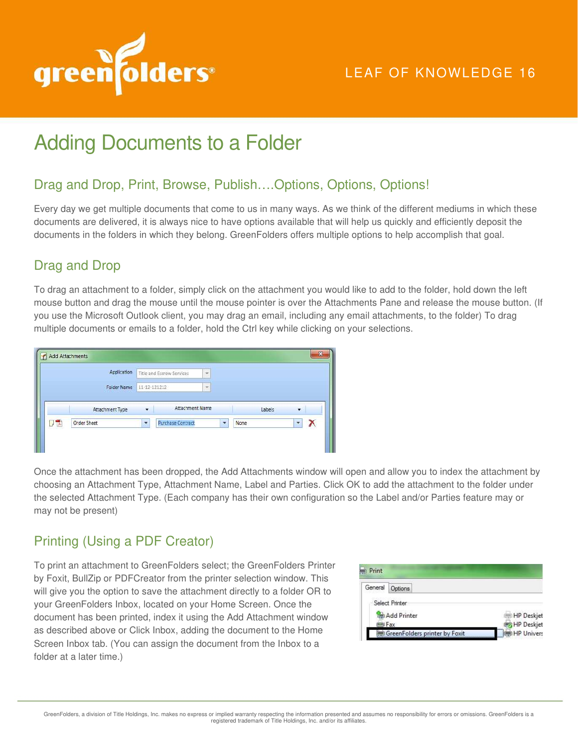LEAF OF KNOWLEDGE 16

# Adding Documents to a Folder

## Drag and Drop, Print, Browse, Publish….Options, Options, Options!

Every day we get multiple documents that come to us in many ways. As we think of the different mediums in which these documents are delivered, it is always nice to have options available that will help us quickly and efficiently deposit the documents in the folders in which they belong. GreenFolders offers multiple options to help accomplish that goal.

## Drag and Drop

To drag an attachment to a folder, simply click on the attachment you would like to add to the folder, hold down the left mouse button and drag the mouse until the mouse pointer is over the Attachments Pane and release the mouse button. (If you use the Microsoft Outlook client, you may drag an email, including any email attachments, to the folder) To drag multiple documents or emails to a folder, hold the Ctrl key while clicking on your selections.

Once the attachment has been dropped, the Add Attachments window will open and allow you to index the attachment by choosing an Attachment Type, Attachment Name, Label and Parties. Click OK to add the attachment to the folder under the selected Attachment Type. (Each company has their own configuration so the Label and/or Parties feature may or may not be present)

## Printing (Using a PDF Creator)

To print an attachment to GreenFolders select; the GreenFolders Printer by Foxit, BullZip or PDFCreator from the printer selection window. This will give you the option to save the attachment directly to a folder OR to your GreenFolders Inbox, located on your Home Screen. Once the document has been printed, index it using the Add Attachment window as described above or Click Inbox, adding the document to the Home Screen Inbox tab. (You can assign the document from the Inbox to a folder at a later time.)

GreenFolders, a division of Title Holdings, Inc. makes no express or implied warranty respecting the information presented and assumes no responsibility for errors or omissions. GreenFolders is a registered trademark of Title Holdings, Inc. and/or its affiliates.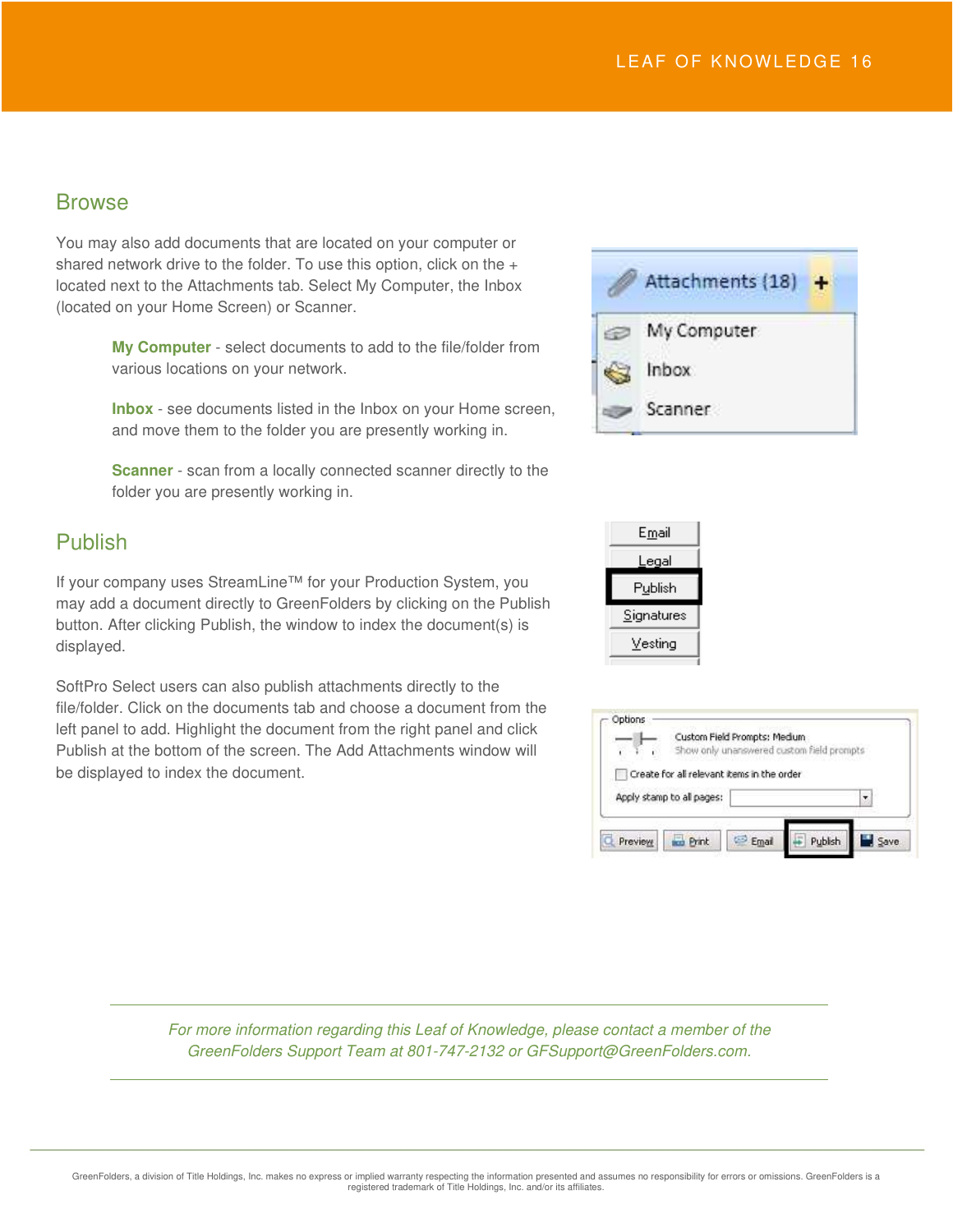## Browse

You may also add documents that are located on your computer or shared network drive to the folder. To use this option, click on the + located next to the Attachments tab. Select My Computer, the Inbox (located on your Home Screen) or Scanner.

> **My Computer** - select documents to add to the file/folder from various locations on your network.
>
> **Inbox** - see documents listed in the Inbox on your Home screen, and move them to the folder you are presently working in.
>
> **Scanner** - scan from a locally connected scanner directly to the folder you are presently working in.

## Publish

If your company uses StreamLine™ for your Production System, you may add a document directly to GreenFolders by clicking on the Publish button. After clicking Publish, the window to index the document(s) is displayed.

SoftPro Select users can also publish attachments directly to the file/folder. Click on the documents tab and choose a document from the left panel to add. Highlight the document from the right panel and click Publish at the bottom of the screen. The Add Attachments window will be displayed to index the document.

---

*For more information regarding this Leaf of Knowledge, please contact a member of the GreenFolders Support Team at 801-747-2132 or GFSupport@GreenFolders.com.*

---

GreenFolders, a division of Title Holdings, Inc. makes no express or implied warranty respecting the information presented and assumes no responsibility for errors or omissions. GreenFolders is a registered trademark of Title Holdings, Inc. and/or its affiliates.